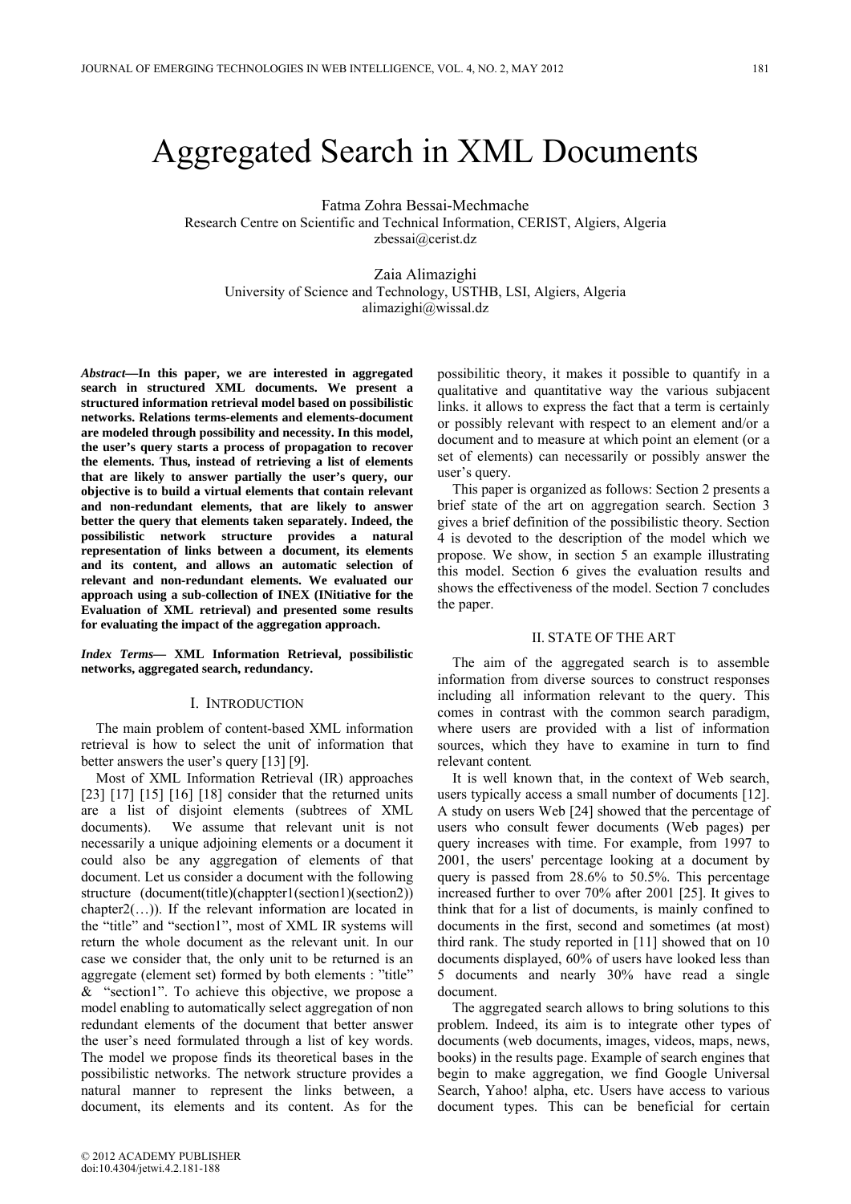# Aggregated Search in XML Documents

Fatma Zohra Bessai-Mechmache
Research Centre on Scientific and Technical Information, CERIST, Algiers, Algeria
zbessai@cerist.dz

Zaia Alimazighi
University of Science and Technology, USTHB, LSI, Algiers, Algeria
alimazighi@wissal.dz

***Abstract*—In this paper, we are interested in aggregated search in structured XML documents. We present a structured information retrieval model based on possibilistic networks. Relations terms-elements and elements-document are modeled through possibility and necessity. In this model, the user's query starts a process of propagation to recover the elements. Thus, instead of retrieving a list of elements that are likely to answer partially the user's query, our objective is to build a virtual elements that contain relevant and non-redundant elements, that are likely to answer better the query that elements taken separately. Indeed, the possibilistic network structure provides a natural representation of links between a document, its elements and its content, and allows an automatic selection of relevant and non-redundant elements. We evaluated our approach using a sub-collection of INEX (INitiative for the Evaluation of XML retrieval) and presented some results for evaluating the impact of the aggregation approach.**

***Index Terms*— XML Information Retrieval, possibilistic networks, aggregated search, redundancy.**

## I. Introduction

The main problem of content-based XML information retrieval is how to select the unit of information that better answers the user's query [13] [9].

Most of XML Information Retrieval (IR) approaches [23] [17] [15] [16] [18] consider that the returned units are a list of disjoint elements (subtrees of XML documents). We assume that relevant unit is not necessarily a unique adjoining elements or a document it could also be any aggregation of elements of that document. Let us consider a document with the following structure (document(title)(chappter1(section1)(section2)) chapter2(…)). If the relevant information are located in the "title" and "section1", most of XML IR systems will return the whole document as the relevant unit. In our case we consider that, the only unit to be returned is an aggregate (element set) formed by both elements : "title" & "section1". To achieve this objective, we propose a model enabling to automatically select aggregation of non redundant elements of the document that better answer the user's need formulated through a list of key words. The model we propose finds its theoretical bases in the possibilistic networks. The network structure provides a natural manner to represent the links between, a document, its elements and its content. As for the possibilitic theory, it makes it possible to quantify in a qualitative and quantitative way the various subjacent links. it allows to express the fact that a term is certainly or possibly relevant with respect to an element and/or a document and to measure at which point an element (or a set of elements) can necessarily or possibly answer the user's query.

This paper is organized as follows: Section 2 presents a brief state of the art on aggregation search. Section 3 gives a brief definition of the possibilistic theory. Section 4 is devoted to the description of the model which we propose. We show, in section 5 an example illustrating this model. Section 6 gives the evaluation results and shows the effectiveness of the model. Section 7 concludes the paper.

## II. State of the Art

The aim of the aggregated search is to assemble information from diverse sources to construct responses including all information relevant to the query. This comes in contrast with the common search paradigm, where users are provided with a list of information sources, which they have to examine in turn to find relevant content.

It is well known that, in the context of Web search, users typically access a small number of documents [12]. A study on users Web [24] showed that the percentage of users who consult fewer documents (Web pages) per query increases with time. For example, from 1997 to 2001, the users' percentage looking at a document by query is passed from 28.6% to 50.5%. This percentage increased further to over 70% after 2001 [25]. It gives to think that for a list of documents, is mainly confined to documents in the first, second and sometimes (at most) third rank. The study reported in [11] showed that on 10 documents displayed, 60% of users have looked less than 5 documents and nearly 30% have read a single document.

The aggregated search allows to bring solutions to this problem. Indeed, its aim is to integrate other types of documents (web documents, images, videos, maps, news, books) in the results page. Example of search engines that begin to make aggregation, we find Google Universal Search, Yahoo! alpha, etc. Users have access to various document types. This can be beneficial for certain

© 2012 ACADEMY PUBLISHER
doi:10.4304/jetwi.4.2.181-188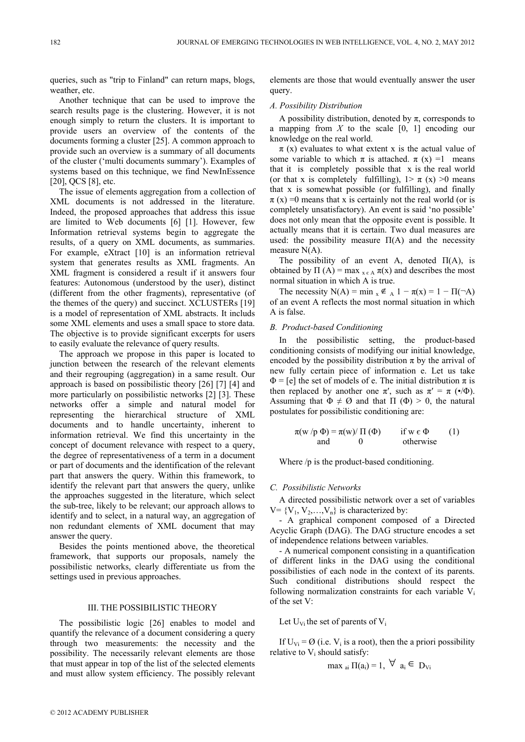queries, such as "trip to Finland" can return maps, blogs, weather, etc.

Another technique that can be used to improve the search results page is the clustering. However, it is not enough simply to return the clusters. It is important to provide users an overview of the contents of the documents forming a cluster [25]. A common approach to provide such an overview is a summary of all documents of the cluster ('multi documents summary'). Examples of systems based on this technique, we find NewInEssence [20], QCS [8], etc.

The issue of elements aggregation from a collection of XML documents is not addressed in the literature. Indeed, the proposed approaches that address this issue are limited to Web documents [6] [1]. However, few Information retrieval systems begin to aggregate the results, of a query on XML documents, as summaries. For example, eXtract [10] is an information retrieval system that generates results as XML fragments. An XML fragment is considered a result if it answers four features: Autonomous (understood by the user), distinct (different from the other fragments), representative (of the themes of the query) and succinct. XCLUSTERs [19] is a model of representation of XML abstracts. It includs some XML elements and uses a small space to store data. The objective is to provide significant excerpts for users to easily evaluate the relevance of query results.

The approach we propose in this paper is located to junction between the research of the relevant elements and their regrouping (aggregation) in a same result. Our approach is based on possibilistic theory [26] [7] [4] and more particularly on possibilistic networks [2] [3]. These networks offer a simple and natural model for representing the hierarchical structure of XML documents and to handle uncertainty, inherent to information retrieval. We find this uncertainty in the concept of document relevance with respect to a query, the degree of representativeness of a term in a document or part of documents and the identification of the relevant part that answers the query. Within this framework, to identify the relevant part that answers the query, unlike the approaches suggested in the literature, which select the sub-tree, likely to be relevant; our approach allows to identify and to select, in a natural way, an aggregation of non redundant elements of XML document that may answer the query.

Besides the points mentioned above, the theoretical framework, that supports our proposals, namely the possibilistic networks, clearly differentiate us from the settings used in previous approaches.

## III. The Possibilistic Theory

The possibilistic logic [26] enables to model and quantify the relevance of a document considering a query through two measurements: the necessity and the possibility. The necessarily relevant elements are those that must appear in top of the list of the selected elements and must allow system efficiency. The possibly relevant elements are those that would eventually answer the user query.

### *A. Possibility Distribution*

A possibility distribution, denoted by $\pi$, corresponds to a mapping from $X$ to the scale [0, 1] encoding our knowledge on the real world.

$\pi(x)$ evaluates to what extent x is the actual value of some variable to which $\pi$ is attached. $\pi(x) = 1$ means that it is completely possible that x is the real world (or that x is completely fulfilling), $1 > \pi(x) > 0$ means that x is somewhat possible (or fulfilling), and finally $\pi(x) = 0$ means that x is certainly not the real world (or is completely unsatisfactory). An event is said 'no possible' does not only mean that the opposite event is possible. It actually means that it is certain. Two dual measures are used: the possibility measure $\Pi(A)$ and the necessity measure $N(A)$.

The possibility of an event A, denoted $\Pi(A)$, is obtained by $\Pi(A) = \max_{x \in A} \pi(x)$ and describes the most normal situation in which A is true.

The necessity $N(A) = \min_{x \notin A} 1 - \pi(x) = 1 - \Pi(\neg A)$ of an event A reflects the most normal situation in which A is false.

### *B. Product-based Conditioning*

In the possibilistic setting, the product-based conditioning consists of modifying our initial knowledge, encoded by the possibility distribution $\pi$ by the arrival of new fully certain piece of information e. Let us take $\Phi = [e]$ the set of models of e. The initial distribution $\pi$ is then replaced by another one $\pi'$, such as $\pi' = \pi(\bullet/\Phi)$. Assuming that $\Phi \neq \emptyset$ and that $\Pi(\Phi) > 0$, the natural postulates for possibilistic conditioning are:

$$\pi(w /p\ \Phi) = \begin{cases} \pi(w)/\Pi(\Phi) & \text{if } w \in \Phi \\ 0 & \text{otherwise} \end{cases} \quad (1)$$

Where /p is the product-based conditioning.

### *C. Possibilistic Networks*

A directed possibilistic network over a set of variables $V = \{V_1, V_2, \ldots, V_n\}$ is characterized by:

- A graphical component composed of a Directed Acyclic Graph (DAG). The DAG structure encodes a set of independence relations between variables.
- A numerical component consisting in a quantification of different links in the DAG using the conditional possibilities of each node in the context of its parents. Such conditional distributions should respect the following normalization constraints for each variable $V_i$ of the set V:

Let $U_{V_i}$ the set of parents of $V_i$

If $U_{V_i} = \emptyset$ (i.e. $V_i$ is a root), then the a priori possibility relative to $V_i$ should satisfy:

$$\max_{a_i} \Pi(a_i) = 1, \ \forall \ a_i \in D_{V_i}$$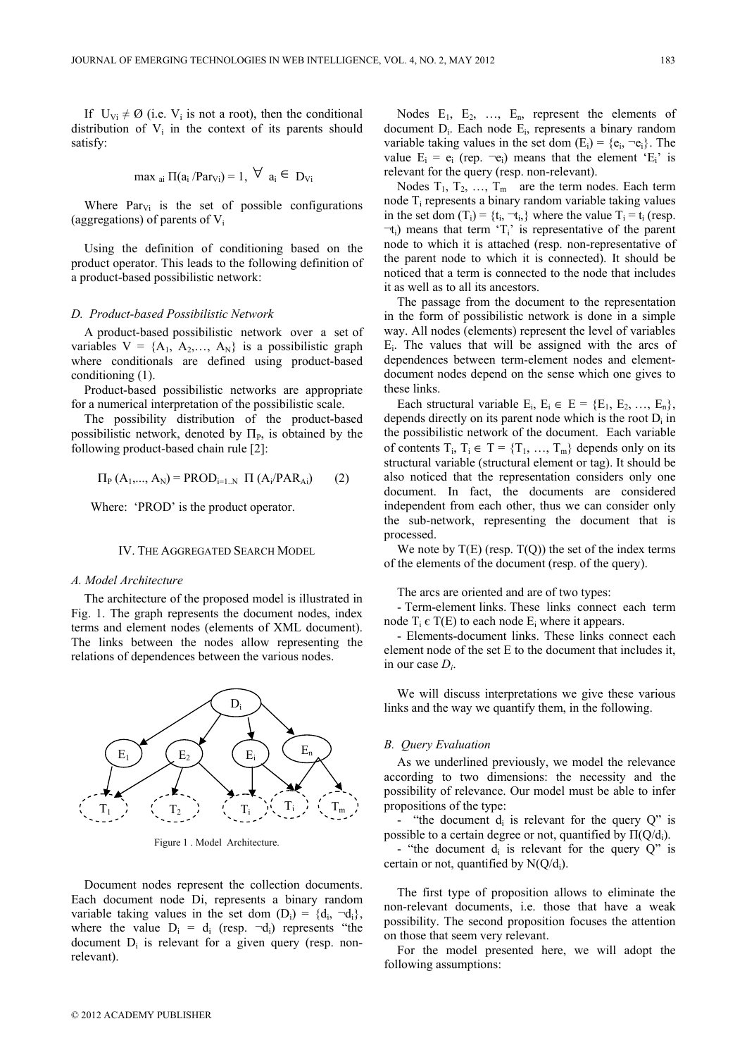If $U_{V_i} \neq \emptyset$ (i.e. $V_i$ is not a root), then the conditional distribution of $V_i$ in the context of its parents should satisfy:

$$\max_{a_i} \Pi(a_i / Par_{V_i}) = 1, \ \forall \ a_i \in D_{V_i}$$

Where $Par_{V_i}$ is the set of possible configurations (aggregations) of parents of $V_i$

Using the definition of conditioning based on the product operator. This leads to the following definition of a product-based possibilistic network:

### *D. Product-based Possibilistic Network*

A product-based possibilistic network over a set of variables $V = \{A_1, A_2, \ldots, A_N\}$ is a possibilistic graph where conditionals are defined using product-based conditioning (1).

Product-based possibilistic networks are appropriate for a numerical interpretation of the possibilistic scale.

The possibility distribution of the product-based possibilistic network, denoted by $\Pi_P$, is obtained by the following product-based chain rule [2]:

$$\Pi_P (A_1, \ldots, A_N) = PROD_{i=1..N} \ \Pi (A_i / PAR_{A_i}) \qquad (2)$$

Where: 'PROD' is the product operator.

## IV. The Aggregated Search Model

### *A. Model Architecture*

The architecture of the proposed model is illustrated in Fig. 1. The graph represents the document nodes, index terms and element nodes (elements of XML document). The links between the nodes allow representing the relations of dependences between the various nodes.

Figure 1 . Model Architecture.

Document nodes represent the collection documents. Each document node Di, represents a binary random variable taking values in the set dom $(D_i) = \{d_i, \neg d_i\}$, where the value $D_i = d_i$ (resp. $\neg d_i$) represents "the document $D_i$ is relevant for a given query (resp. non-relevant).

Nodes $E_1, E_2, \ldots, E_n$, represent the elements of document $D_i$. Each node $E_i$, represents a binary random variable taking values in the set dom $(E_i) = \{e_i, \neg e_i\}$. The value $E_i = e_i$ (rep. $\neg e_i$) means that the element '$E_i$' is relevant for the query (resp. non-relevant).

Nodes $T_1, T_2, \ldots, T_m$ are the term nodes. Each term node $T_i$ represents a binary random variable taking values in the set dom $(T_i) = \{t_i, \neg t_i\}$ where the value $T_i = t_i$ (resp. $\neg t_i$) means that term '$T_i$' is representative of the parent node to which it is attached (resp. non-representative of the parent node to which it is connected). It should be noticed that a term is connected to the node that includes it as well as to all its ancestors.

The passage from the document to the representation in the form of possibilistic network is done in a simple way. All nodes (elements) represent the level of variables $E_i$. The values that will be assigned with the arcs of dependences between term-element nodes and element-document nodes depend on the sense which one gives to these links.

Each structural variable $E_i$, $E_i \in E = \{E_1, E_2, \ldots, E_n\}$, depends directly on its parent node which is the root $D_i$ in the possibilistic network of the document. Each variable of contents $T_i$, $T_i \in T = \{T_1, \ldots, T_m\}$ depends only on its structural variable (structural element or tag). It should be also noticed that the representation considers only one document. In fact, the documents are considered independent from each other, thus we can consider only the sub-network, representing the document that is processed.

We note by T(E) (resp. T(Q)) the set of the index terms of the elements of the document (resp. of the query).

The arcs are oriented and are of two types:

- Term-element links. These links connect each term node $T_i \in T(E)$ to each node $E_i$ where it appears.
- Elements-document links. These links connect each element node of the set E to the document that includes it, in our case $D_i$.

We will discuss interpretations we give these various links and the way we quantify them, in the following.

### *B. Query Evaluation*

As we underlined previously, we model the relevance according to two dimensions: the necessity and the possibility of relevance. Our model must be able to infer propositions of the type:

- "the document $d_i$ is relevant for the query Q" is possible to a certain degree or not, quantified by $\Pi(Q/d_i)$.
- "the document $d_i$ is relevant for the query Q" is certain or not, quantified by $N(Q/d_i)$.

The first type of proposition allows to eliminate the non-relevant documents, i.e. those that have a weak possibility. The second proposition focuses the attention on those that seem very relevant.

For the model presented here, we will adopt the following assumptions: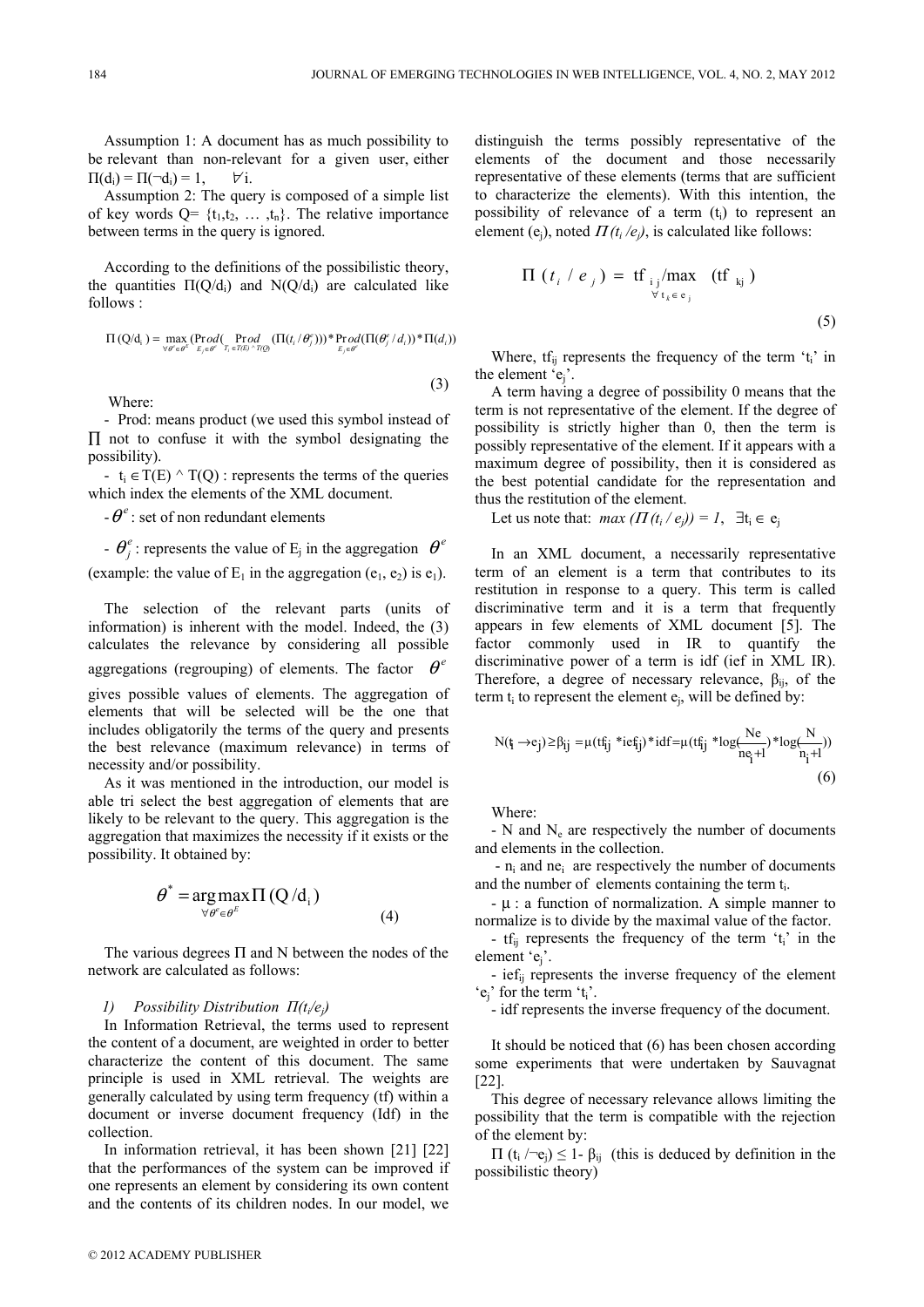Assumption 1: A document has as much possibility to be relevant than non-relevant for a given user, either $\Pi(d_i) = \Pi(\neg d_i) = 1, \quad \forall i$.

Assumption 2: The query is composed of a simple list of key words Q= $\{t_1, t_2, \ldots, t_n\}$. The relative importance between terms in the query is ignored.

According to the definitions of the possibilistic theory, the quantities $\Pi(Q/d_i)$ and $N(Q/d_i)$ are calculated like follows :

$$\Pi(Q/d_i) = \max_{\forall \theta^e \in \theta^E} (\mathrm{Prod}_{E_j \in \theta^e}(\mathrm{Prod}_{T_i \in T(E) \wedge T(Q)} (\Pi(t_i/\theta_j^e))) * \mathrm{Prod}_{E_j \in \theta^e}(\Pi(\theta_j^e/d_i)) * \Pi(d_i)) \tag{3}$$

Where:

- Prod: means product (we used this symbol instead of $\prod$ not to confuse it with the symbol designating the possibility).
- $t_i \in T(E) \wedge T(Q)$ : represents the terms of the queries which index the elements of the XML document.
- $\theta^e$ : set of non redundant elements
- $\theta_j^e$ : represents the value of $E_j$ in the aggregation $\theta^e$ (example: the value of $E_1$ in the aggregation $(e_1, e_2)$ is $e_1$).

The selection of the relevant parts (units of information) is inherent with the model. Indeed, the (3) calculates the relevance by considering all possible aggregations (regrouping) of elements. The factor $\theta^e$ gives possible values of elements. The aggregation of elements that will be selected will be the one that includes obligatorily the terms of the query and presents the best relevance (maximum relevance) in terms of necessity and/or possibility.

As it was mentioned in the introduction, our model is able tri select the best aggregation of elements that are likely to be relevant to the query. This aggregation is the aggregation that maximizes the necessity if it exists or the possibility. It obtained by:

$$\theta^* = \arg\max_{\forall \theta^e \in \theta^E} \Pi(Q/d_i) \tag{4}$$

The various degrees $\Pi$ and N between the nodes of the network are calculated as follows:

### 1) *Possibility Distribution $\Pi(t_i/e_j)$*

In Information Retrieval, the terms used to represent the content of a document, are weighted in order to better characterize the content of this document. The same principle is used in XML retrieval. The weights are generally calculated by using term frequency (tf) within a document or inverse document frequency (Idf) in the collection.

In information retrieval, it has been shown [21] [22] that the performances of the system can be improved if one represents an element by considering its own content and the contents of its children nodes. In our model, we distinguish the terms possibly representative of the elements of the document and those necessarily representative of these elements (terms that are sufficient to characterize the elements). With this intention, the possibility of relevance of a term $(t_i)$ to represent an element $(e_j)$, noted $\Pi(t_i/e_j)$, is calculated like follows:

$$\Pi(t_i/e_j) = \mathrm{tf}_{ij} / \max_{\forall t_k \in e_j}(\mathrm{tf}_{kj}) \tag{5}$$

Where, $\mathrm{tf}_{ij}$ represents the frequency of the term '$t_i$' in the element '$e_j$'.

A term having a degree of possibility 0 means that the term is not representative of the element. If the degree of possibility is strictly higher than 0, then the term is possibly representative of the element. If it appears with a maximum degree of possibility, then it is considered as the best potential candidate for the representation and thus the restitution of the element.

Let us note that: $\max(\Pi(t_i/e_j)) = 1, \ \exists t_i \in e_j$

In an XML document, a necessarily representative term of an element is a term that contributes to its restitution in response to a query. This term is called discriminative term and it is a term that frequently appears in few elements of XML document [5]. The factor commonly used in IR to quantify the discriminative power of a term is idf (ief in XML IR). Therefore, a degree of necessary relevance, $\beta_{ij}$, of the term $t_i$ to represent the element $e_j$, will be defined by:

$$N(t_i \to e_j) \geq \beta_{ij} = \mu(\mathrm{tf}_{ij} * \mathrm{ief}_{ij}) * \mathrm{idf} = \mu(\mathrm{tf}_{ij} * \log(\frac{Ne}{ne_i + 1}) * \log(\frac{N}{n_i + 1})) \tag{6}$$

Where:

- N and $N_e$ are respectively the number of documents and elements in the collection.
- $n_i$ and $ne_i$ are respectively the number of documents and the number of elements containing the term $t_i$.
- $\mu$ : a function of normalization. A simple manner to normalize is to divide by the maximal value of the factor.
- $\mathrm{tf}_{ij}$ represents the frequency of the term '$t_i$' in the element '$e_j$'.
- $\mathrm{ief}_{ij}$ represents the inverse frequency of the element '$e_j$' for the term '$t_i$'.
- idf represents the inverse frequency of the document.

It should be noticed that (6) has been chosen according some experiments that were undertaken by Sauvagnat [22].

This degree of necessary relevance allows limiting the possibility that the term is compatible with the rejection of the element by:

$\Pi(t_i/\neg e_j) \leq 1 - \beta_{ij}$ (this is deduced by definition in the possibilistic theory)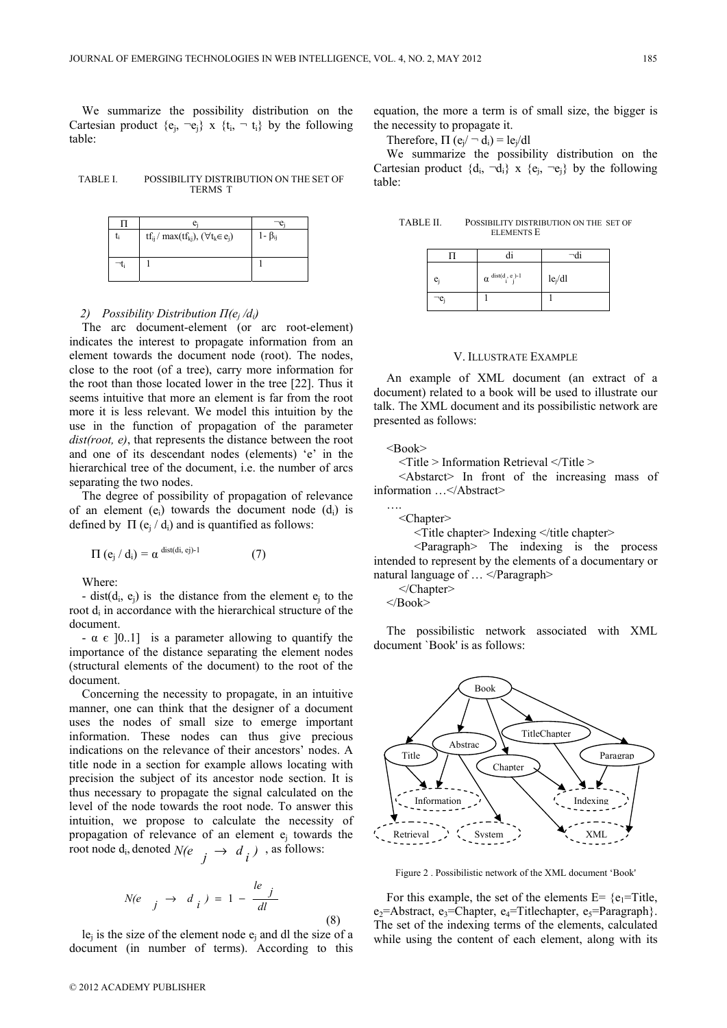We summarize the possibility distribution on the Cartesian product $\{e_j, \neg e_j\}$ x $\{t_i, \neg t_i\}$ by the following table:

TABLE I. POSSIBILITY DISTRIBUTION ON THE SET OF TERMS T

| Π | $e_j$ | $\neg e_j$ |
|---|---|---|
| $t_i$ | $tf_{ij} / \max(tf_{kj}), (\forall t_k \in e_j)$ | $1-\beta_{ij}$ |
| $\neg t_i$ | 1 | 1 |

*2) Possibility Distribution $\Pi(e_j / d_i)$*

The arc document-element (or arc root-element) indicates the interest to propagate information from an element towards the document node (root). The nodes, close to the root (of a tree), carry more information for the root than those located lower in the tree [22]. Thus it seems intuitive that more an element is far from the root more it is less relevant. We model this intuition by the use in the function of propagation of the parameter *dist(root, e)*, that represents the distance between the root and one of its descendant nodes (elements) 'e' in the hierarchical tree of the document, i.e. the number of arcs separating the two nodes.

The degree of possibility of propagation of relevance of an element ($e_i$) towards the document node ($d_i$) is defined by $\Pi(e_j / d_i)$ and is quantified as follows:

$$\Pi(e_j / d_i) = \alpha^{\,dist(di,\, ej)-1} \tag{7}$$

Where:

- $dist(d_i, e_j)$ is the distance from the element $e_j$ to the root $d_i$ in accordance with the hierarchical structure of the document.
- $\alpha \in ]0..1]$ is a parameter allowing to quantify the importance of the distance separating the element nodes (structural elements of the document) to the root of the document.

Concerning the necessity to propagate, in an intuitive manner, one can think that the designer of a document uses the nodes of small size to emerge important information. These nodes can thus give precious indications on the relevance of their ancestors' nodes. A title node in a section for example allows locating with precision the subject of its ancestor node section. It is thus necessary to propagate the signal calculated on the level of the node towards the root node. To answer this intuition, we propose to calculate the necessity of propagation of relevance of an element $e_j$ towards the root node $d_i$, denoted $N(e_j \rightarrow d_i)$, as follows:

$$N(e_j \rightarrow d_i) = 1 - \frac{le_j}{dl} \tag{8}$$

$le_j$ is the size of the element node $e_j$ and dl the size of a document (in number of terms). According to this equation, the more a term is of small size, the bigger is the necessity to propagate it.

Therefore, $\Pi(e_j / \neg d_i) = le_j/dl$

We summarize the possibility distribution on the Cartesian product $\{d_i, \neg d_i\}$ x $\{e_j, \neg e_j\}$ by the following table:

TABLE II. POSSIBILITY DISTRIBUTION ON THE SET OF ELEMENTS E

| Π | di | ¬di |
|---|---|---|
| $e_j$ | $\alpha^{\,dist(d_i, e_j)-1}$ | $le_j/dl$ |
| $\neg e_j$ | 1 | 1 |

## V. ILLUSTRATE EXAMPLE

An example of XML document (an extract of a document) related to a book will be used to illustrate our talk. The XML document and its possibilistic network are presented as follows:

```
<Book>
   <Title > Information Retrieval </Title >
   <Abstarct> In front of the increasing mass of information …</Abstract>
   ….
   <Chapter>
      <Title chapter> Indexing </title chapter>
      <Paragraph> The indexing is the process intended to represent by the elements of a documentary or natural language of … </Paragraph>
   </Chapter>
</Book>
```

The possibilistic network associated with XML document `Book' is as follows:

Figure 2 . Possibilistic network of the XML document 'Book'

For this example, the set of the elements E= {$e_1$=Title, $e_2$=Abstract, $e_3$=Chapter, $e_4$=Titlechapter, $e_5$=Paragraph}. The set of the indexing terms of the elements, calculated while using the content of each element, along with its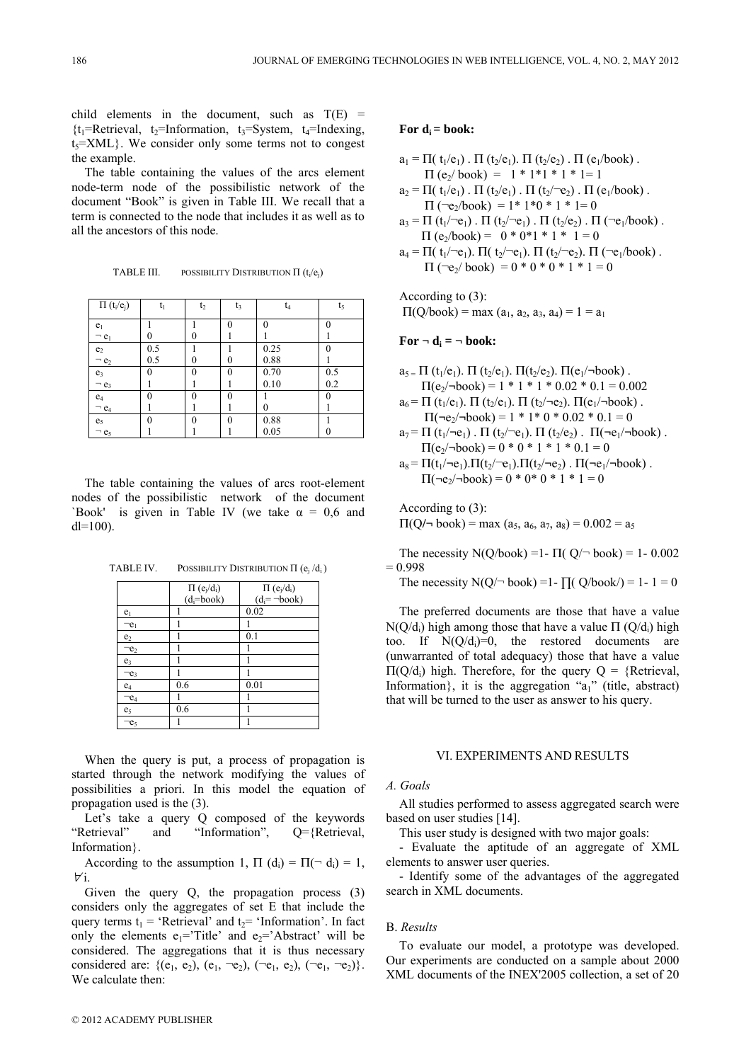child elements in the document, such as $T(E) = \{t_1=\text{Retrieval}, t_2=\text{Information}, t_3=\text{System}, t_4=\text{Indexing}, t_5=\text{XML}\}$. We consider only some terms not to congest the example.

The table containing the values of the arcs element node-term node of the possibilistic network of the document "Book" is given in Table III. We recall that a term is connected to the node that includes it as well as to all the ancestors of this node.

TABLE III. POSSIBILITY DISTRIBUTION $\Pi(t_i/e_j)$

| $\Pi(t_i/e_j)$ | $t_1$ | $t_2$ | $t_3$ | $t_4$ | $t_5$ |
|---|---|---|---|---|---|
| $e_1$ | 1 | 1 | 0 | 0 | 0 |
| $\neg e_1$ | 0 | 0 | 1 | 1 | 1 |
| $e_2$ | 0.5 | 1 | 1 | 0.25 | 0 |
| $\neg e_2$ | 0.5 | 0 | 0 | 0.88 | 1 |
| $e_3$ | 0 | 0 | 0 | 0.70 | 0.5 |
| $\neg e_3$ | 1 | 1 | 1 | 0.10 | 0.2 |
| $e_4$ | 0 | 0 | 0 | 1 | 0 |
| $\neg e_4$ | 1 | 1 | 1 | 0 | 1 |
| $e_5$ | 0 | 0 | 0 | 0.88 | 1 |
| $\neg e_5$ | 1 | 1 | 1 | 0.05 | 0 |

The table containing the values of arcs root-element nodes of the possibilistic network of the document `Book' is given in Table IV (we take $\alpha = 0{,}6$ and $dl=100$).

TABLE IV. POSSIBILITY DISTRIBUTION $\Pi(e_j/d_i)$

| | $\Pi(e_j/d_i)$ ($d_i$=book) | $\Pi(e_j/d_i)$ ($d_i=\neg$book) |
|---|---|---|
| $e_1$ | 1 | 0.02 |
| $\neg e_1$ | 1 | 1 |
| $e_2$ | 1 | 0.1 |
| $\neg e_2$ | 1 | 1 |
| $e_3$ | 1 | 1 |
| $\neg e_3$ | 1 | 1 |
| $e_4$ | 0.6 | 0.01 |
| $\neg e_4$ | 1 | 1 |
| $e_5$ | 0.6 | 1 |
| $\neg e_5$ | 1 | 1 |

When the query is put, a process of propagation is started through the network modifying the values of possibilities a priori. In this model the equation of propagation used is the (3).

Let's take a query Q composed of the keywords "Retrieval" and "Information", Q={Retrieval, Information}.

According to the assumption 1, $\Pi(d_i) = \Pi(\neg d_i) = 1$, $\forall i$.

Given the query Q, the propagation process (3) considers only the aggregates of set E that include the query terms $t_1$ = 'Retrieval' and $t_2$= 'Information'. In fact only the elements $e_1$='Title' and $e_2$='Abstract' will be considered. The aggregations that it is thus necessary considered are: $\{(e_1, e_2), (e_1, \neg e_2), (\neg e_1, e_2), (\neg e_1, \neg e_2)\}$. We calculate then:

**For $d_i$ = book:**

$a_1 = \Pi(t_1/e_1) . \Pi(t_2/e_1). \Pi(t_2/e_2) . \Pi(e_1/\text{book}) . \Pi(e_2/\text{book}) = 1 * 1 * 1 * 1 * 1 = 1$

$a_2 = \Pi(t_1/e_1) . \Pi(t_2/e_1) . \Pi(t_2/\neg e_2) . \Pi(e_1/\text{book}) . \Pi(\neg e_2/\text{book}) = 1 * 1 * 0 * 1 * 1 = 0$

$a_3 = \Pi(t_1/\neg e_1) . \Pi(t_2/\neg e_1) . \Pi(t_2/e_2) . \Pi(\neg e_1/\text{book}) . \Pi(e_2/\text{book}) = 0 * 0 * 1 * 1 * 1 = 0$

$a_4 = \Pi(t_1/\neg e_1). \Pi(t_2/\neg e_1). \Pi(t_2/\neg e_2). \Pi(\neg e_1/\text{book}) . \Pi(\neg e_2/\text{book}) = 0 * 0 * 0 * 1 * 1 = 0$

According to (3):
$\Pi(Q/\text{book}) = \max(a_1, a_2, a_3, a_4) = 1 = a_1$

**For $\neg d_i = \neg$ book:**

$a_5 = \Pi(t_1/e_1). \Pi(t_2/e_1). \Pi(t_2/e_2). \Pi(e_1/\neg\text{book}) . \Pi(e_2/\neg\text{book}) = 1 * 1 * 1 * 0.02 * 0.1 = 0.002$

$a_6 = \Pi(t_1/e_1). \Pi(t_2/e_1). \Pi(t_2/\neg e_2). \Pi(e_1/\neg\text{book}) . \Pi(\neg e_2/\neg\text{book}) = 1 * 1 * 0 * 0.02 * 0.1 = 0$

$a_7 = \Pi(t_1/\neg e_1) . \Pi(t_2/\neg e_1). \Pi(t_2/e_2) . \Pi(\neg e_1/\neg\text{book}) . \Pi(e_2/\neg\text{book}) = 0 * 0 * 1 * 1 * 0.1 = 0$

$a_8 = \Pi(t_1/\neg e_1).\Pi(t_2/\neg e_1).\Pi(t_2/\neg e_2) . \Pi(\neg e_1/\neg\text{book}) . \Pi(\neg e_2/\neg\text{book}) = 0 * 0 * 0 * 1 * 1 = 0$

According to (3):
$\Pi(Q/\neg\text{ book}) = \max(a_5, a_6, a_7, a_8) = 0.002 = a_5$

The necessity $N(Q/\text{book}) = 1 - \Pi(Q/\neg\text{ book}) = 1 - 0.002 = 0.998$

The necessity $N(Q/\neg\text{ book}) = 1 - \prod(Q/\text{book}/) = 1 - 1 = 0$

The preferred documents are those that have a value $N(Q/d_i)$ high among those that have a value $\Pi(Q/d_i)$ high too. If $N(Q/d_i)=0$, the restored documents are (unwarranted of total adequacy) those that have a value $\Pi(Q/d_i)$ high. Therefore, for the query Q = {Retrieval, Information}, it is the aggregation "$a_1$" (title, abstract) that will be turned to the user as answer to his query.

## VI. EXPERIMENTS AND RESULTS

### *A. Goals*

All studies performed to assess aggregated search were based on user studies [14].

This user study is designed with two major goals:

- Evaluate the aptitude of an aggregate of XML elements to answer user queries.
- Identify some of the advantages of the aggregated search in XML documents.

### B. *Results*

To evaluate our model, a prototype was developed. Our experiments are conducted on a sample about 2000 XML documents of the INEX'2005 collection, a set of 20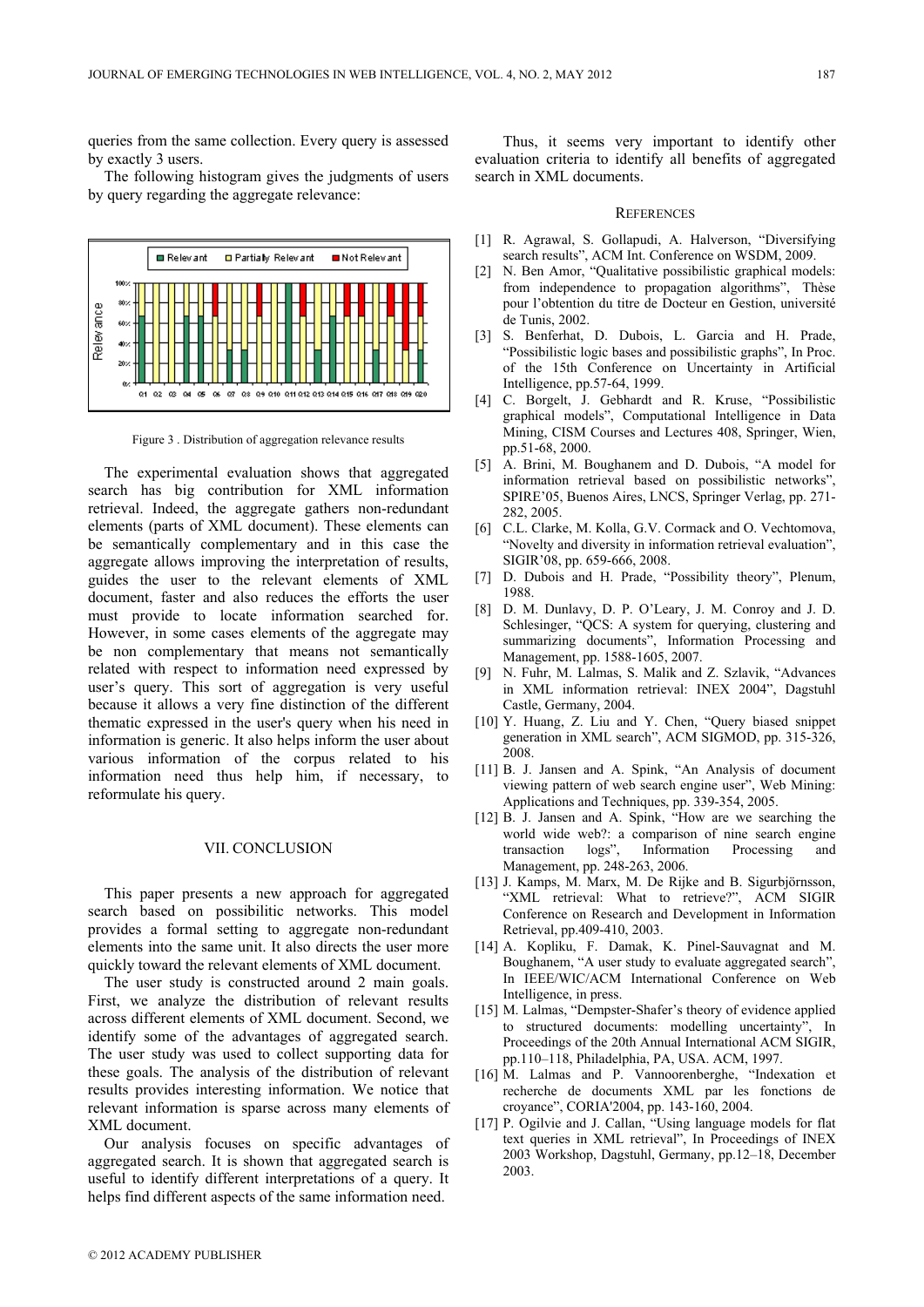queries from the same collection. Every query is assessed by exactly 3 users.

The following histogram gives the judgments of users by query regarding the aggregate relevance:

Figure 3 . Distribution of aggregation relevance results

The experimental evaluation shows that aggregated search has big contribution for XML information retrieval. Indeed, the aggregate gathers non-redundant elements (parts of XML document). These elements can be semantically complementary and in this case the aggregate allows improving the interpretation of results, guides the user to the relevant elements of XML document, faster and also reduces the efforts the user must provide to locate information searched for. However, in some cases elements of the aggregate may be non complementary that means not semantically related with respect to information need expressed by user's query. This sort of aggregation is very useful because it allows a very fine distinction of the different thematic expressed in the user's query when his need in information is generic. It also helps inform the user about various information of the corpus related to his information need thus help him, if necessary, to reformulate his query.

## VII. CONCLUSION

This paper presents a new approach for aggregated search based on possibilitic networks. This model provides a formal setting to aggregate non-redundant elements into the same unit. It also directs the user more quickly toward the relevant elements of XML document.

The user study is constructed around 2 main goals. First, we analyze the distribution of relevant results across different elements of XML document. Second, we identify some of the advantages of aggregated search. The user study was used to collect supporting data for these goals. The analysis of the distribution of relevant results provides interesting information. We notice that relevant information is sparse across many elements of XML document.

Our analysis focuses on specific advantages of aggregated search. It is shown that aggregated search is useful to identify different interpretations of a query. It helps find different aspects of the same information need.

Thus, it seems very important to identify other evaluation criteria to identify all benefits of aggregated search in XML documents.

## REFERENCES

[1] R. Agrawal, S. Gollapudi, A. Halverson, "Diversifying search results", ACM Int. Conference on WSDM, 2009.

[2] N. Ben Amor, "Qualitative possibilistic graphical models: from independence to propagation algorithms", Thèse pour l'obtention du titre de Docteur en Gestion, université de Tunis, 2002.

[3] S. Benferhat, D. Dubois, L. Garcia and H. Prade, "Possibilistic logic bases and possibilistic graphs", In Proc. of the 15th Conference on Uncertainty in Artificial Intelligence, pp.57-64, 1999.

[4] C. Borgelt, J. Gebhardt and R. Kruse, "Possibilistic graphical models", Computational Intelligence in Data Mining, CISM Courses and Lectures 408, Springer, Wien, pp.51-68, 2000.

[5] A. Brini, M. Boughanem and D. Dubois, "A model for information retrieval based on possibilistic networks", SPIRE'05, Buenos Aires, LNCS, Springer Verlag, pp. 271-282, 2005.

[6] C.L. Clarke, M. Kolla, G.V. Cormack and O. Vechtomova, "Novelty and diversity in information retrieval evaluation", SIGIR'08, pp. 659-666, 2008.

[7] D. Dubois and H. Prade, "Possibility theory", Plenum, 1988.

[8] D. M. Dunlavy, D. P. O'Leary, J. M. Conroy and J. D. Schlesinger, "QCS: A system for querying, clustering and summarizing documents", Information Processing and Management, pp. 1588-1605, 2007.

[9] N. Fuhr, M. Lalmas, S. Malik and Z. Szlavik, "Advances in XML information retrieval: INEX 2004", Dagstuhl Castle, Germany, 2004.

[10] Y. Huang, Z. Liu and Y. Chen, "Query biased snippet generation in XML search", ACM SIGMOD, pp. 315-326, 2008.

[11] B. J. Jansen and A. Spink, "An Analysis of document viewing pattern of web search engine user", Web Mining: Applications and Techniques, pp. 339-354, 2005.

[12] B. J. Jansen and A. Spink, "How are we searching the world wide web?: a comparison of nine search engine transaction logs", Information Processing and Management, pp. 248-263, 2006.

[13] J. Kamps, M. Marx, M. De Rijke and B. Sigurbjörnsson, "XML retrieval: What to retrieve?", ACM SIGIR Conference on Research and Development in Information Retrieval, pp.409-410, 2003.

[14] A. Kopliku, F. Damak, K. Pinel-Sauvagnat and M. Boughanem, "A user study to evaluate aggregated search", In IEEE/WIC/ACM International Conference on Web Intelligence, in press.

[15] M. Lalmas, "Dempster-Shafer's theory of evidence applied to structured documents: modelling uncertainty", In Proceedings of the 20th Annual International ACM SIGIR, pp.110–118, Philadelphia, PA, USA. ACM, 1997.

[16] M. Lalmas and P. Vannoorenberghe, "Indexation et recherche de documents XML par les fonctions de croyance", CORIA'2004, pp. 143-160, 2004.

[17] P. Ogilvie and J. Callan, "Using language models for flat text queries in XML retrieval", In Proceedings of INEX 2003 Workshop, Dagstuhl, Germany, pp.12–18, December 2003.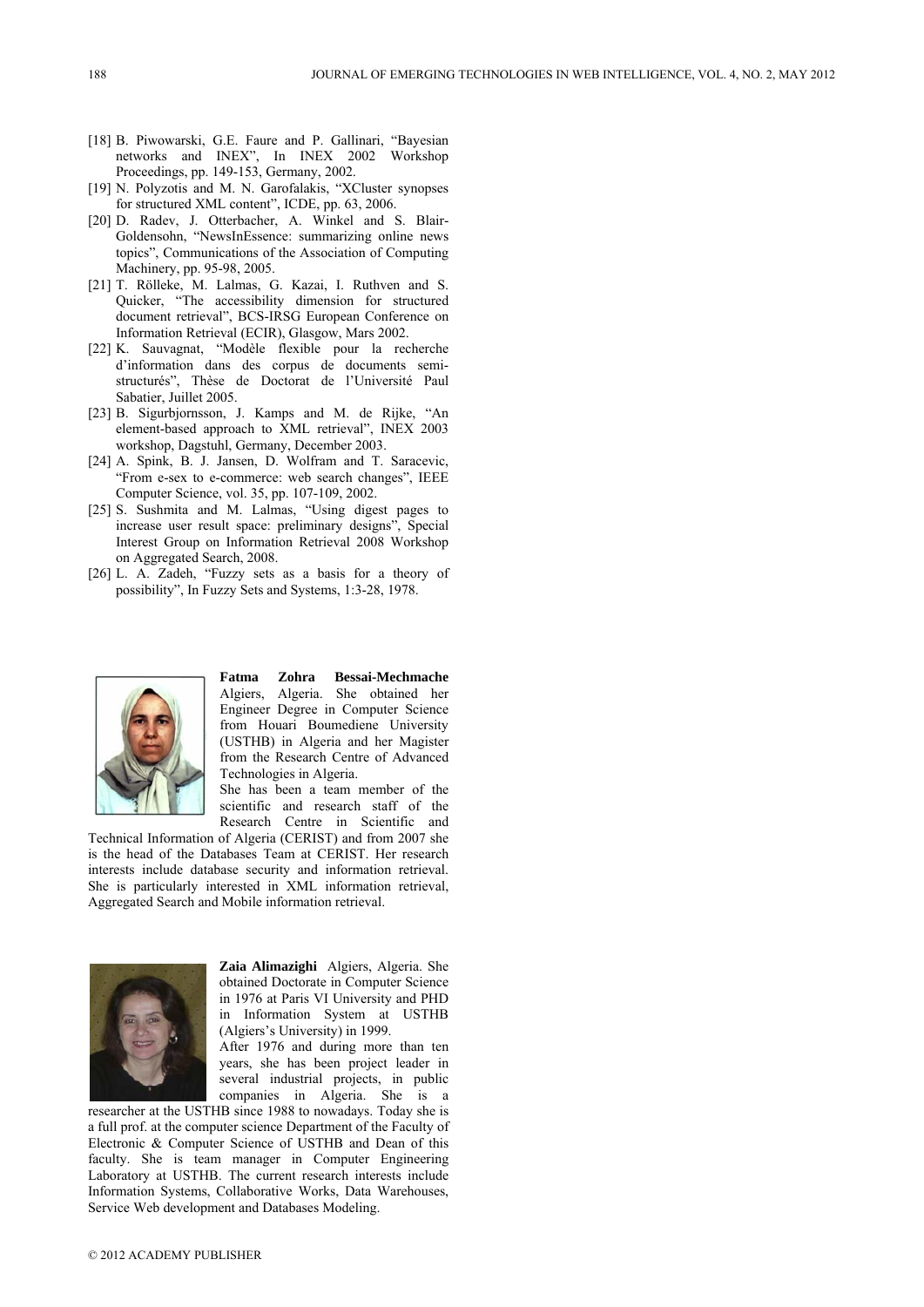[18] B. Piwowarski, G.E. Faure and P. Gallinari, "Bayesian networks and INEX", In INEX 2002 Workshop Proceedings, pp. 149-153, Germany, 2002.

[19] N. Polyzotis and M. N. Garofalakis, "XCluster synopses for structured XML content", ICDE, pp. 63, 2006.

[20] D. Radev, J. Otterbacher, A. Winkel and S. Blair-Goldensohn, "NewsInEssence: summarizing online news topics", Communications of the Association of Computing Machinery, pp. 95-98, 2005.

[21] T. Rölleke, M. Lalmas, G. Kazai, I. Ruthven and S. Quicker, "The accessibility dimension for structured document retrieval", BCS-IRSG European Conference on Information Retrieval (ECIR), Glasgow, Mars 2002.

[22] K. Sauvagnat, "Modèle flexible pour la recherche d'information dans des corpus de documents semi-structurés", Thèse de Doctorat de l'Université Paul Sabatier, Juillet 2005.

[23] B. Sigurbjornsson, J. Kamps and M. de Rijke, "An element-based approach to XML retrieval", INEX 2003 workshop, Dagstuhl, Germany, December 2003.

[24] A. Spink, B. J. Jansen, D. Wolfram and T. Saracevic, "From e-sex to e-commerce: web search changes", IEEE Computer Science, vol. 35, pp. 107-109, 2002.

[25] S. Sushmita and M. Lalmas, "Using digest pages to increase user result space: preliminary designs", Special Interest Group on Information Retrieval 2008 Workshop on Aggregated Search, 2008.

[26] L. A. Zadeh, "Fuzzy sets as a basis for a theory of possibility", In Fuzzy Sets and Systems, 1:3-28, 1978.

**Fatma Zohra Bessai-Mechmache** Algiers, Algeria. She obtained her Engineer Degree in Computer Science from Houari Boumediene University (USTHB) in Algeria and her Magister from the Research Centre of Advanced Technologies in Algeria.

She has been a team member of the scientific and research staff of the Research Centre in Scientific and Technical Information of Algeria (CERIST) and from 2007 she is the head of the Databases Team at CERIST. Her research interests include database security and information retrieval. She is particularly interested in XML information retrieval, Aggregated Search and Mobile information retrieval.

**Zaia Alimazighi** Algiers, Algeria. She obtained Doctorate in Computer Science in 1976 at Paris VI University and PHD in Information System at USTHB (Algiers's University) in 1999.

After 1976 and during more than ten years, she has been project leader in several industrial projects, in public companies in Algeria. She is a researcher at the USTHB since 1988 to nowadays. Today she is a full prof. at the computer science Department of the Faculty of Electronic & Computer Science of USTHB and Dean of this faculty. She is team manager in Computer Engineering Laboratory at USTHB. The current research interests include Information Systems, Collaborative Works, Data Warehouses, Service Web development and Databases Modeling.